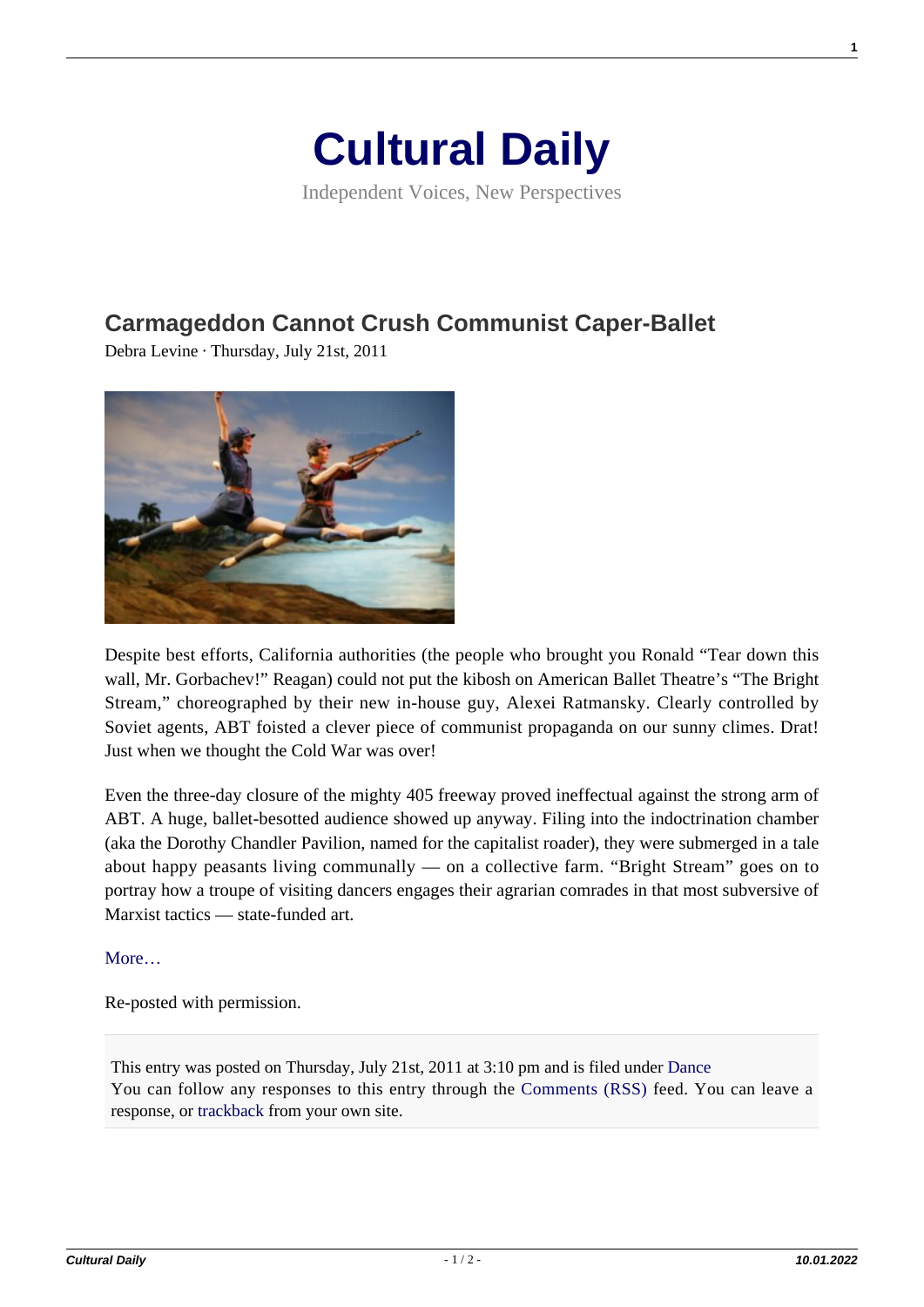# Cultural Daily

Independent Voices, New Perspectives

## Carmageddon Cannot Crush Communist Caper-Ballet

Debra Levine · Thursday, July 21st, 2011

Despite best efforts, California authorities (the people who brought you Ronald "Tear down this wall, Mr. Gorbachev!" Reagan) could not put the kibosh on American Ballet Theatre's "The Bright Stream," choreographed by their new in-house guy, Alexei Ratmansky. Clearly controlled by Soviet agents, ABT foisted a clever piece of communist propaganda on our sunny climes. Drat! Just when we thought the Cold War was over!

Even the three-day closure of the mighty 405 freeway proved ineffectual against the strong arm of ABT. A huge, ballet-besotted audience showed up anyway. Filing into the indoctrination chamber (aka the Dorothy Chandler Pavilion, named for the capitalist roader), they were submerged in a tale about happy peasants living communally — on a collective farm. "Bright Stream" goes on to portray how a troupe of visiting dancers engages their agrarian comrades in that most subversive of Marxist tactics — state-funded art.

More…

Re-posted with permission.

This entry was posted on Thursday, July 21st, 2011 at 3:10 pm and is filed under Dance
You can follow any responses to this entry through the Comments (RSS) feed. You can leave a response, or trackback from your own site.